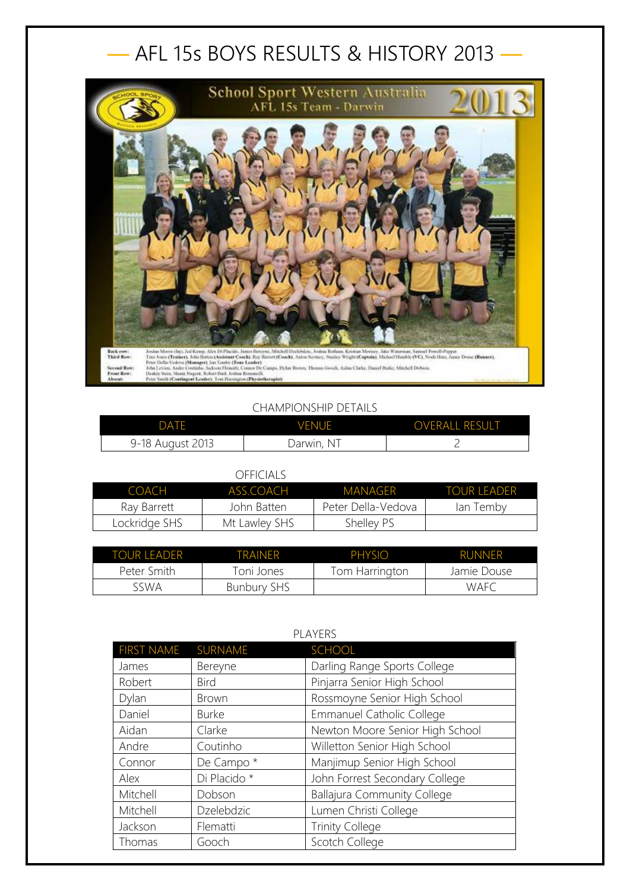# AFL 15s BOYS RESULTS & HISTORY 2013

CHAMPIONSHIP DETAILS

| DATE | VENUE | OVERALL RESULT |
|---|---|---|
| 9-18 August 2013 | Darwin, NT | 2 |

OFFICIALS

| COACH | ASS.COACH | MANAGER | TOUR LEADER |
|---|---|---|---|
| Ray Barrett | John Batten | Peter Della-Vedova | Ian Temby |
| Lockridge SHS | Mt Lawley SHS | Shelley PS | |

| TOUR LEADER | TRAINER | PHYSIO | RUNNER |
|---|---|---|---|
| Peter Smith | Toni Jones | Tom Harrington | Jamie Douse |
| SSWA | Bunbury SHS | | WAFC |

PLAYERS

| FIRST NAME | SURNAME | SCHOOL |
|---|---|---|
| James | Bereyne | Darling Range Sports College |
| Robert | Bird | Pinjarra Senior High School |
| Dylan | Brown | Rossmoyne Senior High School |
| Daniel | Burke | Emmanuel Catholic College |
| Aidan | Clarke | Newton Moore Senior High School |
| Andre | Coutinho | Willetton Senior High School |
| Connor | De Campo * | Manjimup Senior High School |
| Alex | Di Placido * | John Forrest Secondary College |
| Mitchell | Dobson | Ballajura Community College |
| Mitchell | Dzelebdzic | Lumen Christi College |
| Jackson | Flematti | Trinity College |
| Thomas | Gooch | Scotch College |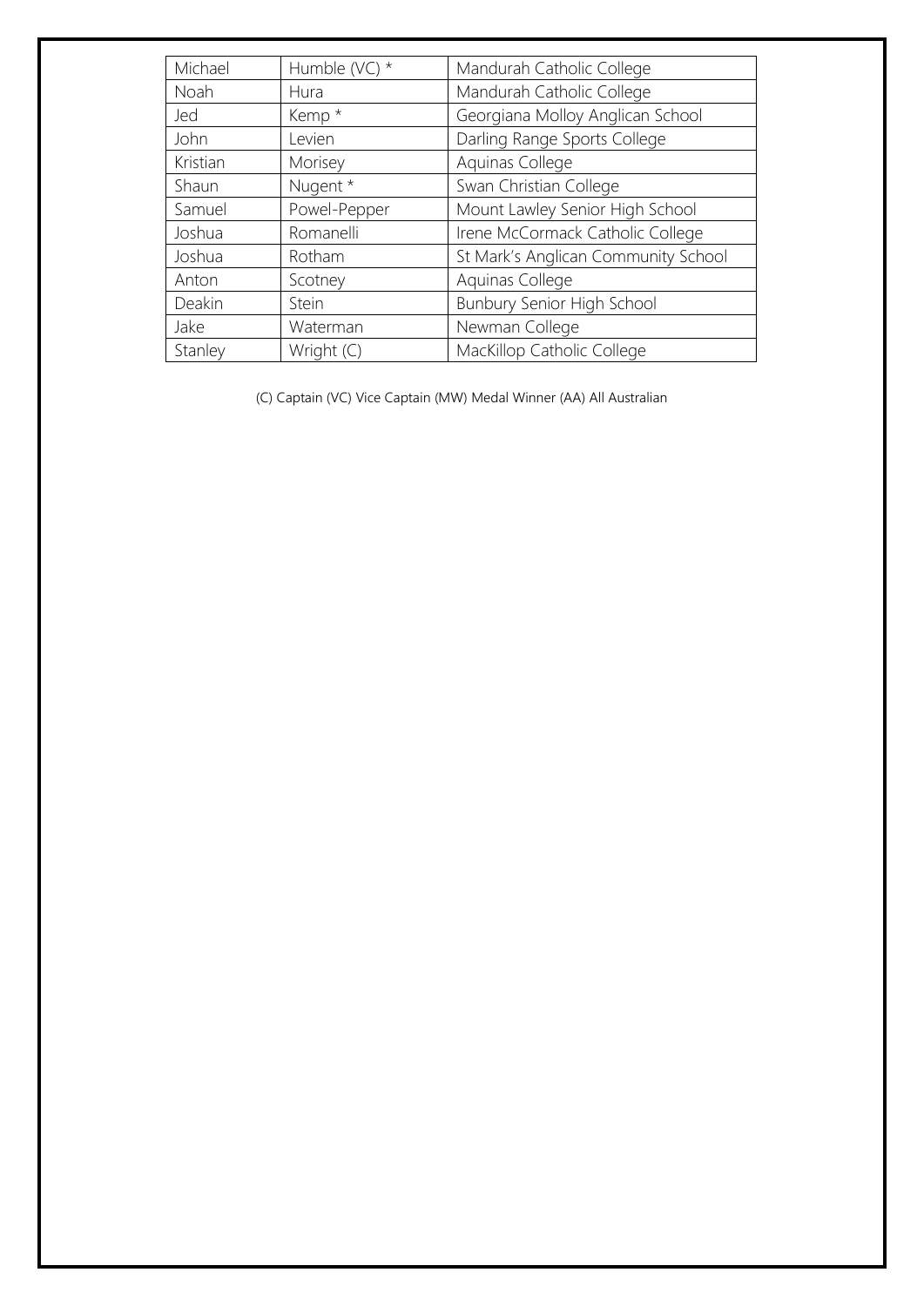| | | |
|---|---|---|
| Michael | Humble (VC) * | Mandurah Catholic College |
| Noah | Hura | Mandurah Catholic College |
| Jed | Kemp * | Georgiana Molloy Anglican School |
| John | Levien | Darling Range Sports College |
| Kristian | Morisey | Aquinas College |
| Shaun | Nugent * | Swan Christian College |
| Samuel | Powel-Pepper | Mount Lawley Senior High School |
| Joshua | Romanelli | Irene McCormack Catholic College |
| Joshua | Rotham | St Mark's Anglican Community School |
| Anton | Scotney | Aquinas College |
| Deakin | Stein | Bunbury Senior High School |
| Jake | Waterman | Newman College |
| Stanley | Wright (C) | MacKillop Catholic College |

(C) Captain (VC) Vice Captain (MW) Medal Winner (AA) All Australian